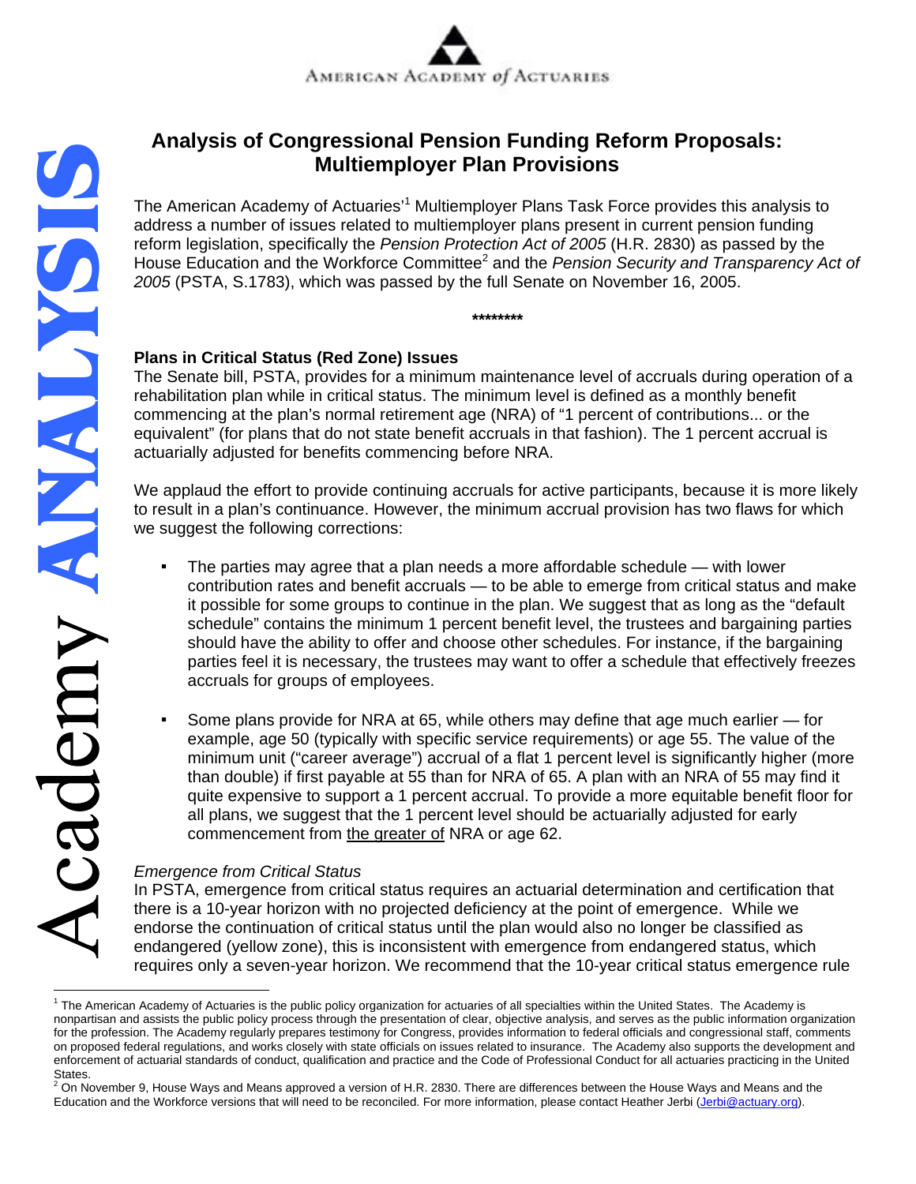AMERICAN ACADEMY *of* ACTUARIES

# Analysis of Congressional Pension Funding Reform Proposals: Multiemployer Plan Provisions

The American Academy of Actuaries'[1] Multiemployer Plans Task Force provides this analysis to address a number of issues related to multiemployer plans present in current pension funding reform legislation, specifically the *Pension Protection Act of 2005* (H.R. 2830) as passed by the House Education and the Workforce Committee[2] and the *Pension Security and Transparency Act of 2005* (PSTA, S.1783), which was passed by the full Senate on November 16, 2005.

********

### Plans in Critical Status (Red Zone) Issues

The Senate bill, PSTA, provides for a minimum maintenance level of accruals during operation of a rehabilitation plan while in critical status. The minimum level is defined as a monthly benefit commencing at the plan's normal retirement age (NRA) of "1 percent of contributions... or the equivalent" (for plans that do not state benefit accruals in that fashion). The 1 percent accrual is actuarially adjusted for benefits commencing before NRA.

We applaud the effort to provide continuing accruals for active participants, because it is more likely to result in a plan's continuance. However, the minimum accrual provision has two flaws for which we suggest the following corrections:

- The parties may agree that a plan needs a more affordable schedule — with lower contribution rates and benefit accruals — to be able to emerge from critical status and make it possible for some groups to continue in the plan. We suggest that as long as the "default schedule" contains the minimum 1 percent benefit level, the trustees and bargaining parties should have the ability to offer and choose other schedules. For instance, if the bargaining parties feel it is necessary, the trustees may want to offer a schedule that effectively freezes accruals for groups of employees.

- Some plans provide for NRA at 65, while others may define that age much earlier — for example, age 50 (typically with specific service requirements) or age 55. The value of the minimum unit ("career average") accrual of a flat 1 percent level is significantly higher (more than double) if first payable at 55 than for NRA of 65. A plan with an NRA of 55 may find it quite expensive to support a 1 percent accrual. To provide a more equitable benefit floor for all plans, we suggest that the 1 percent level should be actuarially adjusted for early commencement from the greater of NRA or age 62.

*Emergence from Critical Status*

In PSTA, emergence from critical status requires an actuarial determination and certification that there is a 10-year horizon with no projected deficiency at the point of emergence. While we endorse the continuation of critical status until the plan would also no longer be classified as endangered (yellow zone), this is inconsistent with emergence from endangered status, which requires only a seven-year horizon. We recommend that the 10-year critical status emergence rule

---

[1] The American Academy of Actuaries is the public policy organization for actuaries of all specialties within the United States. The Academy is nonpartisan and assists the public policy process through the presentation of clear, objective analysis, and serves as the public information organization for the profession. The Academy regularly prepares testimony for Congress, provides information to federal officials and congressional staff, comments on proposed federal regulations, and works closely with state officials on issues related to insurance. The Academy also supports the development and enforcement of actuarial standards of conduct, qualification and practice and the Code of Professional Conduct for all actuaries practicing in the United States.

[2] On November 9, House Ways and Means approved a version of H.R. 2830. There are differences between the House Ways and Means and the Education and the Workforce versions that will need to be reconciled. For more information, please contact Heather Jerbi (Jerbi@actuary.org).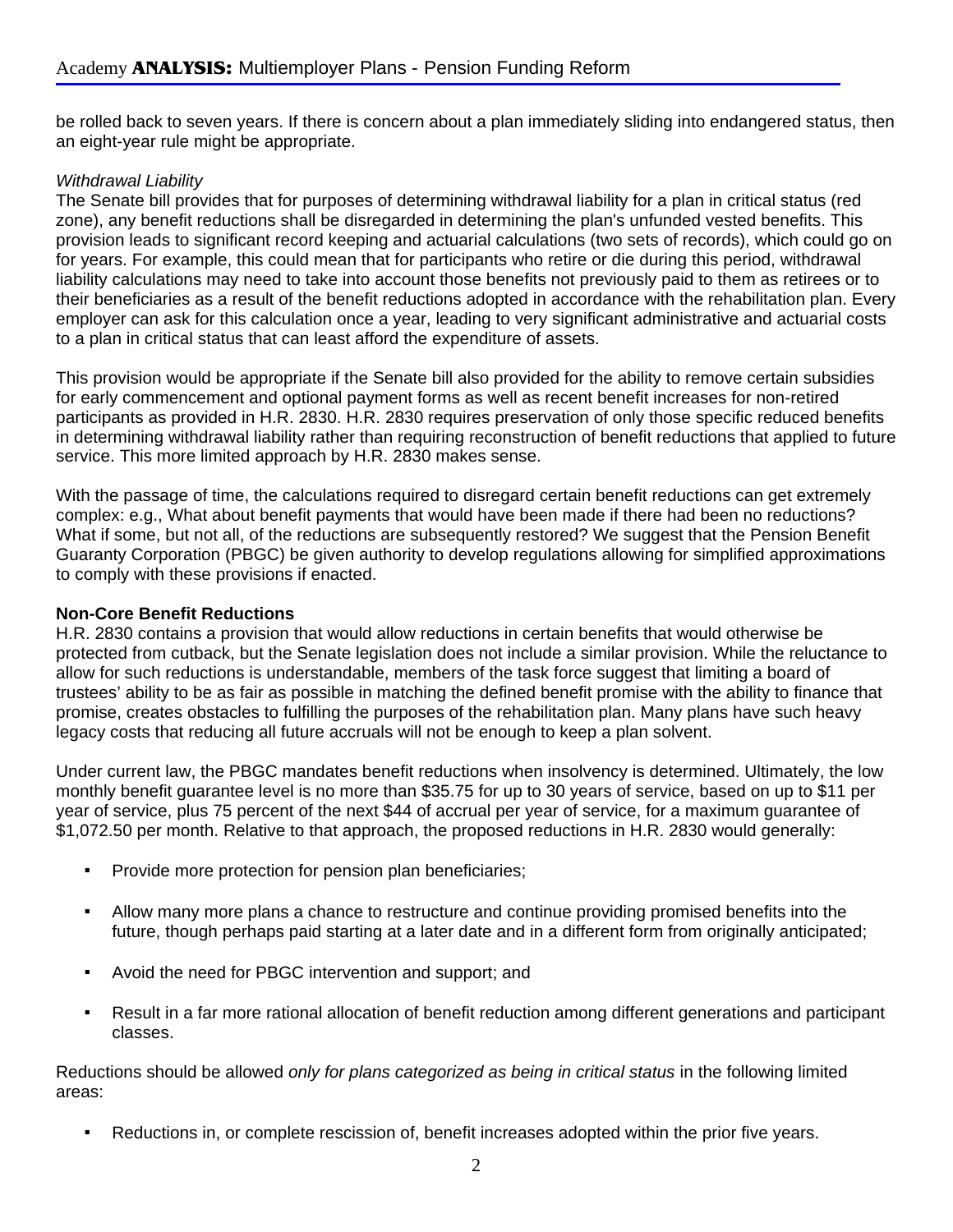be rolled back to seven years. If there is concern about a plan immediately sliding into endangered status, then an eight-year rule might be appropriate.

*Withdrawal Liability*

The Senate bill provides that for purposes of determining withdrawal liability for a plan in critical status (red zone), any benefit reductions shall be disregarded in determining the plan's unfunded vested benefits. This provision leads to significant record keeping and actuarial calculations (two sets of records), which could go on for years. For example, this could mean that for participants who retire or die during this period, withdrawal liability calculations may need to take into account those benefits not previously paid to them as retirees or to their beneficiaries as a result of the benefit reductions adopted in accordance with the rehabilitation plan. Every employer can ask for this calculation once a year, leading to very significant administrative and actuarial costs to a plan in critical status that can least afford the expenditure of assets.

This provision would be appropriate if the Senate bill also provided for the ability to remove certain subsidies for early commencement and optional payment forms as well as recent benefit increases for non-retired participants as provided in H.R. 2830. H.R. 2830 requires preservation of only those specific reduced benefits in determining withdrawal liability rather than requiring reconstruction of benefit reductions that applied to future service. This more limited approach by H.R. 2830 makes sense.

With the passage of time, the calculations required to disregard certain benefit reductions can get extremely complex: e.g., What about benefit payments that would have been made if there had been no reductions? What if some, but not all, of the reductions are subsequently restored? We suggest that the Pension Benefit Guaranty Corporation (PBGC) be given authority to develop regulations allowing for simplified approximations to comply with these provisions if enacted.

**Non-Core Benefit Reductions**

H.R. 2830 contains a provision that would allow reductions in certain benefits that would otherwise be protected from cutback, but the Senate legislation does not include a similar provision. While the reluctance to allow for such reductions is understandable, members of the task force suggest that limiting a board of trustees' ability to be as fair as possible in matching the defined benefit promise with the ability to finance that promise, creates obstacles to fulfilling the purposes of the rehabilitation plan. Many plans have such heavy legacy costs that reducing all future accruals will not be enough to keep a plan solvent.

Under current law, the PBGC mandates benefit reductions when insolvency is determined. Ultimately, the low monthly benefit guarantee level is no more than $35.75 for up to 30 years of service, based on up to $11 per year of service, plus 75 percent of the next $44 of accrual per year of service, for a maximum guarantee of $1,072.50 per month. Relative to that approach, the proposed reductions in H.R. 2830 would generally:

- Provide more protection for pension plan beneficiaries;
- Allow many more plans a chance to restructure and continue providing promised benefits into the future, though perhaps paid starting at a later date and in a different form from originally anticipated;
- Avoid the need for PBGC intervention and support; and
- Result in a far more rational allocation of benefit reduction among different generations and participant classes.

Reductions should be allowed *only for plans categorized as being in critical status* in the following limited areas:

- Reductions in, or complete rescission of, benefit increases adopted within the prior five years.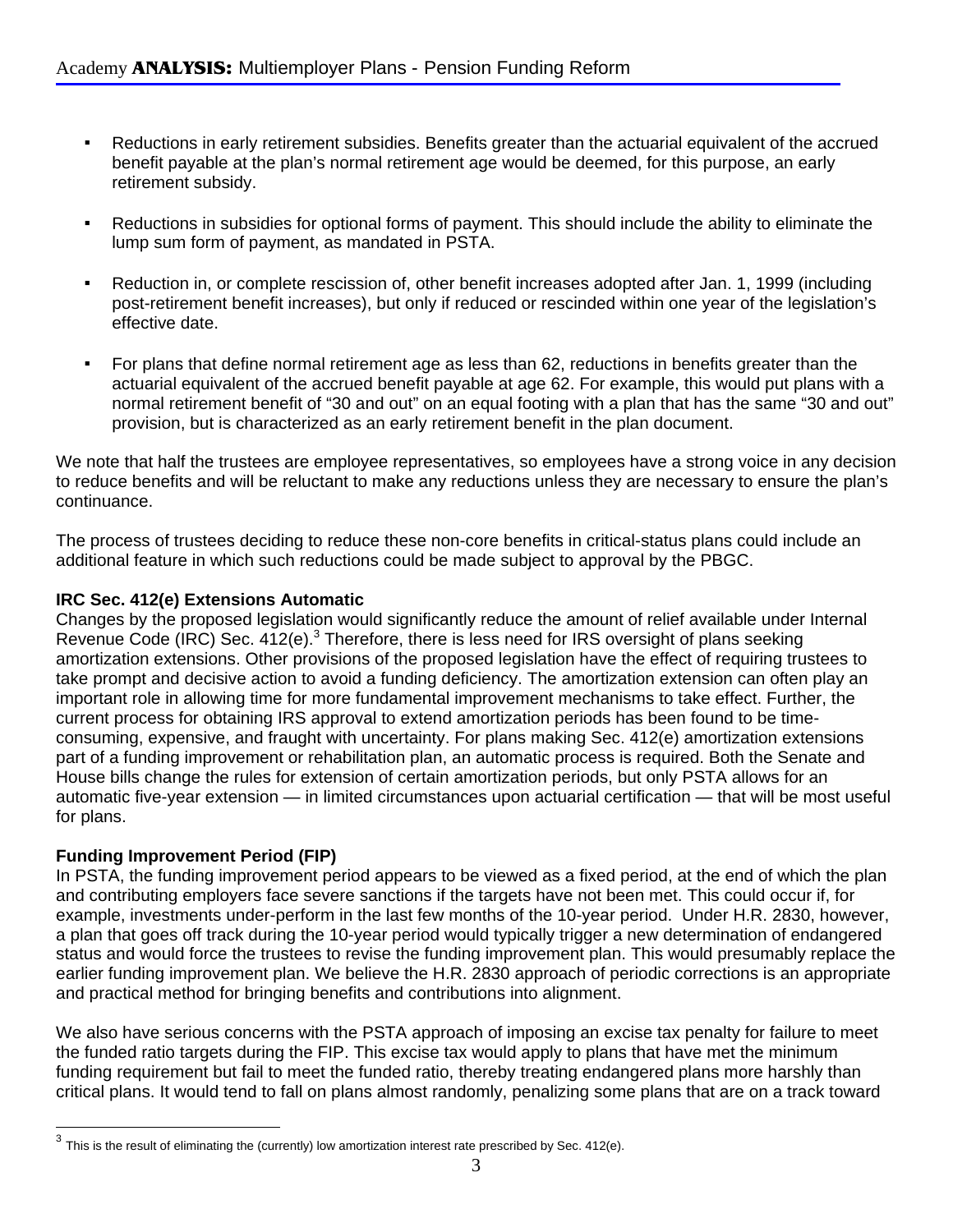- Reductions in early retirement subsidies. Benefits greater than the actuarial equivalent of the accrued benefit payable at the plan's normal retirement age would be deemed, for this purpose, an early retirement subsidy.

- Reductions in subsidies for optional forms of payment. This should include the ability to eliminate the lump sum form of payment, as mandated in PSTA.

- Reduction in, or complete rescission of, other benefit increases adopted after Jan. 1, 1999 (including post-retirement benefit increases), but only if reduced or rescinded within one year of the legislation's effective date.

- For plans that define normal retirement age as less than 62, reductions in benefits greater than the actuarial equivalent of the accrued benefit payable at age 62. For example, this would put plans with a normal retirement benefit of "30 and out" on an equal footing with a plan that has the same "30 and out" provision, but is characterized as an early retirement benefit in the plan document.

We note that half the trustees are employee representatives, so employees have a strong voice in any decision to reduce benefits and will be reluctant to make any reductions unless they are necessary to ensure the plan's continuance.

The process of trustees deciding to reduce these non-core benefits in critical-status plans could include an additional feature in which such reductions could be made subject to approval by the PBGC.

**IRC Sec. 412(e) Extensions Automatic**

Changes by the proposed legislation would significantly reduce the amount of relief available under Internal Revenue Code (IRC) Sec. 412(e).[3] Therefore, there is less need for IRS oversight of plans seeking amortization extensions. Other provisions of the proposed legislation have the effect of requiring trustees to take prompt and decisive action to avoid a funding deficiency. The amortization extension can often play an important role in allowing time for more fundamental improvement mechanisms to take effect. Further, the current process for obtaining IRS approval to extend amortization periods has been found to be time-consuming, expensive, and fraught with uncertainty. For plans making Sec. 412(e) amortization extensions part of a funding improvement or rehabilitation plan, an automatic process is required. Both the Senate and House bills change the rules for extension of certain amortization periods, but only PSTA allows for an automatic five-year extension — in limited circumstances upon actuarial certification — that will be most useful for plans.

**Funding Improvement Period (FIP)**

In PSTA, the funding improvement period appears to be viewed as a fixed period, at the end of which the plan and contributing employers face severe sanctions if the targets have not been met. This could occur if, for example, investments under-perform in the last few months of the 10-year period. Under H.R. 2830, however, a plan that goes off track during the 10-year period would typically trigger a new determination of endangered status and would force the trustees to revise the funding improvement plan. This would presumably replace the earlier funding improvement plan. We believe the H.R. 2830 approach of periodic corrections is an appropriate and practical method for bringing benefits and contributions into alignment.

We also have serious concerns with the PSTA approach of imposing an excise tax penalty for failure to meet the funded ratio targets during the FIP. This excise tax would apply to plans that have met the minimum funding requirement but fail to meet the funded ratio, thereby treating endangered plans more harshly than critical plans. It would tend to fall on plans almost randomly, penalizing some plans that are on a track toward

[3] This is the result of eliminating the (currently) low amortization interest rate prescribed by Sec. 412(e).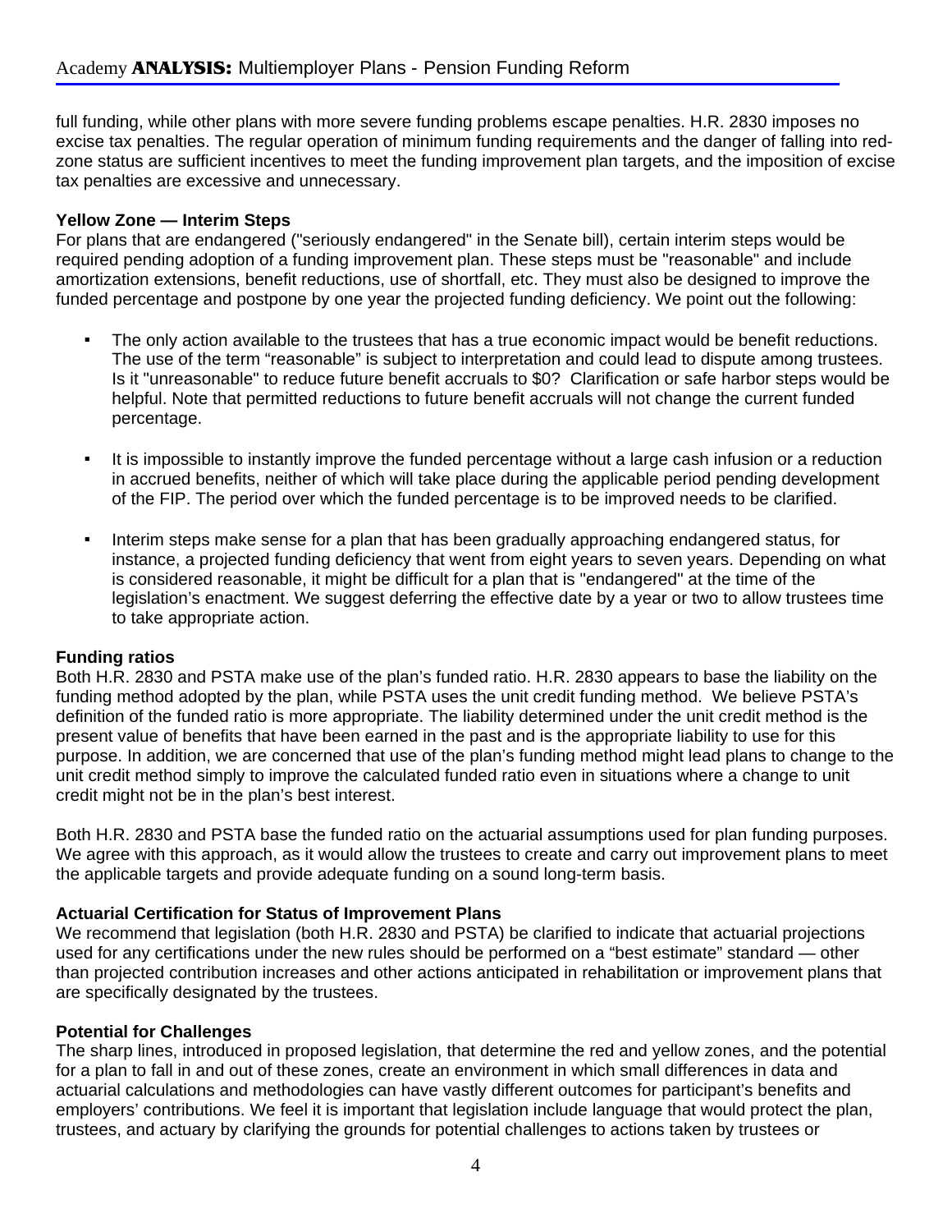full funding, while other plans with more severe funding problems escape penalties. H.R. 2830 imposes no excise tax penalties. The regular operation of minimum funding requirements and the danger of falling into red-zone status are sufficient incentives to meet the funding improvement plan targets, and the imposition of excise tax penalties are excessive and unnecessary.

**Yellow Zone — Interim Steps**

For plans that are endangered ("seriously endangered" in the Senate bill), certain interim steps would be required pending adoption of a funding improvement plan. These steps must be "reasonable" and include amortization extensions, benefit reductions, use of shortfall, etc. They must also be designed to improve the funded percentage and postpone by one year the projected funding deficiency. We point out the following:

- The only action available to the trustees that has a true economic impact would be benefit reductions. The use of the term "reasonable" is subject to interpretation and could lead to dispute among trustees. Is it "unreasonable" to reduce future benefit accruals to $0? Clarification or safe harbor steps would be helpful. Note that permitted reductions to future benefit accruals will not change the current funded percentage.

- It is impossible to instantly improve the funded percentage without a large cash infusion or a reduction in accrued benefits, neither of which will take place during the applicable period pending development of the FIP. The period over which the funded percentage is to be improved needs to be clarified.

- Interim steps make sense for a plan that has been gradually approaching endangered status, for instance, a projected funding deficiency that went from eight years to seven years. Depending on what is considered reasonable, it might be difficult for a plan that is "endangered" at the time of the legislation's enactment. We suggest deferring the effective date by a year or two to allow trustees time to take appropriate action.

**Funding ratios**

Both H.R. 2830 and PSTA make use of the plan's funded ratio. H.R. 2830 appears to base the liability on the funding method adopted by the plan, while PSTA uses the unit credit funding method. We believe PSTA's definition of the funded ratio is more appropriate. The liability determined under the unit credit method is the present value of benefits that have been earned in the past and is the appropriate liability to use for this purpose. In addition, we are concerned that use of the plan's funding method might lead plans to change to the unit credit method simply to improve the calculated funded ratio even in situations where a change to unit credit might not be in the plan's best interest.

Both H.R. 2830 and PSTA base the funded ratio on the actuarial assumptions used for plan funding purposes. We agree with this approach, as it would allow the trustees to create and carry out improvement plans to meet the applicable targets and provide adequate funding on a sound long-term basis.

**Actuarial Certification for Status of Improvement Plans**

We recommend that legislation (both H.R. 2830 and PSTA) be clarified to indicate that actuarial projections used for any certifications under the new rules should be performed on a "best estimate" standard — other than projected contribution increases and other actions anticipated in rehabilitation or improvement plans that are specifically designated by the trustees.

**Potential for Challenges**

The sharp lines, introduced in proposed legislation, that determine the red and yellow zones, and the potential for a plan to fall in and out of these zones, create an environment in which small differences in data and actuarial calculations and methodologies can have vastly different outcomes for participant's benefits and employers' contributions. We feel it is important that legislation include language that would protect the plan, trustees, and actuary by clarifying the grounds for potential challenges to actions taken by trustees or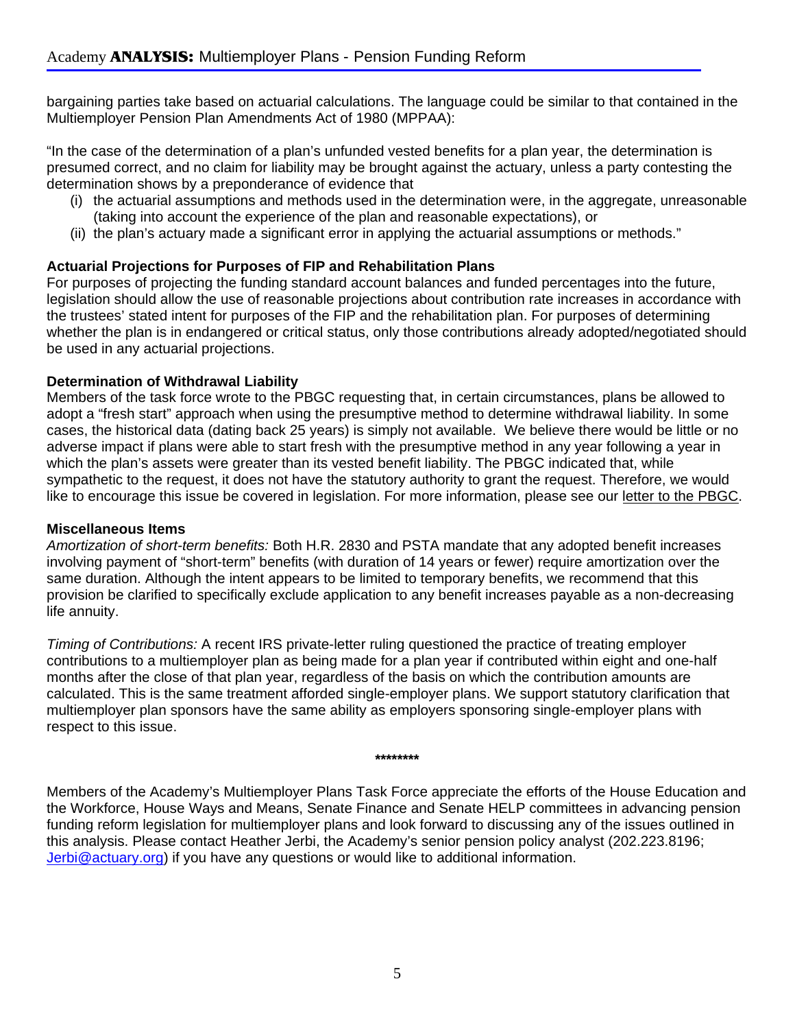bargaining parties take based on actuarial calculations. The language could be similar to that contained in the Multiemployer Pension Plan Amendments Act of 1980 (MPPAA):

"In the case of the determination of a plan's unfunded vested benefits for a plan year, the determination is presumed correct, and no claim for liability may be brought against the actuary, unless a party contesting the determination shows by a preponderance of evidence that

(i) the actuarial assumptions and methods used in the determination were, in the aggregate, unreasonable (taking into account the experience of the plan and reasonable expectations), or
(ii) the plan's actuary made a significant error in applying the actuarial assumptions or methods."

**Actuarial Projections for Purposes of FIP and Rehabilitation Plans**
For purposes of projecting the funding standard account balances and funded percentages into the future, legislation should allow the use of reasonable projections about contribution rate increases in accordance with the trustees' stated intent for purposes of the FIP and the rehabilitation plan. For purposes of determining whether the plan is in endangered or critical status, only those contributions already adopted/negotiated should be used in any actuarial projections.

**Determination of Withdrawal Liability**
Members of the task force wrote to the PBGC requesting that, in certain circumstances, plans be allowed to adopt a "fresh start" approach when using the presumptive method to determine withdrawal liability. In some cases, the historical data (dating back 25 years) is simply not available. We believe there would be little or no adverse impact if plans were able to start fresh with the presumptive method in any year following a year in which the plan's assets were greater than its vested benefit liability. The PBGC indicated that, while sympathetic to the request, it does not have the statutory authority to grant the request. Therefore, we would like to encourage this issue be covered in legislation. For more information, please see our letter to the PBGC.

**Miscellaneous Items**
*Amortization of short-term benefits:* Both H.R. 2830 and PSTA mandate that any adopted benefit increases involving payment of "short-term" benefits (with duration of 14 years or fewer) require amortization over the same duration. Although the intent appears to be limited to temporary benefits, we recommend that this provision be clarified to specifically exclude application to any benefit increases payable as a non-decreasing life annuity.

*Timing of Contributions:* A recent IRS private-letter ruling questioned the practice of treating employer contributions to a multiemployer plan as being made for a plan year if contributed within eight and one-half months after the close of that plan year, regardless of the basis on which the contribution amounts are calculated. This is the same treatment afforded single-employer plans. We support statutory clarification that multiemployer plan sponsors have the same ability as employers sponsoring single-employer plans with respect to this issue.

********

Members of the Academy's Multiemployer Plans Task Force appreciate the efforts of the House Education and the Workforce, House Ways and Means, Senate Finance and Senate HELP committees in advancing pension funding reform legislation for multiemployer plans and look forward to discussing any of the issues outlined in this analysis. Please contact Heather Jerbi, the Academy's senior pension policy analyst (202.223.8196; Jerbi@actuary.org) if you have any questions or would like to additional information.